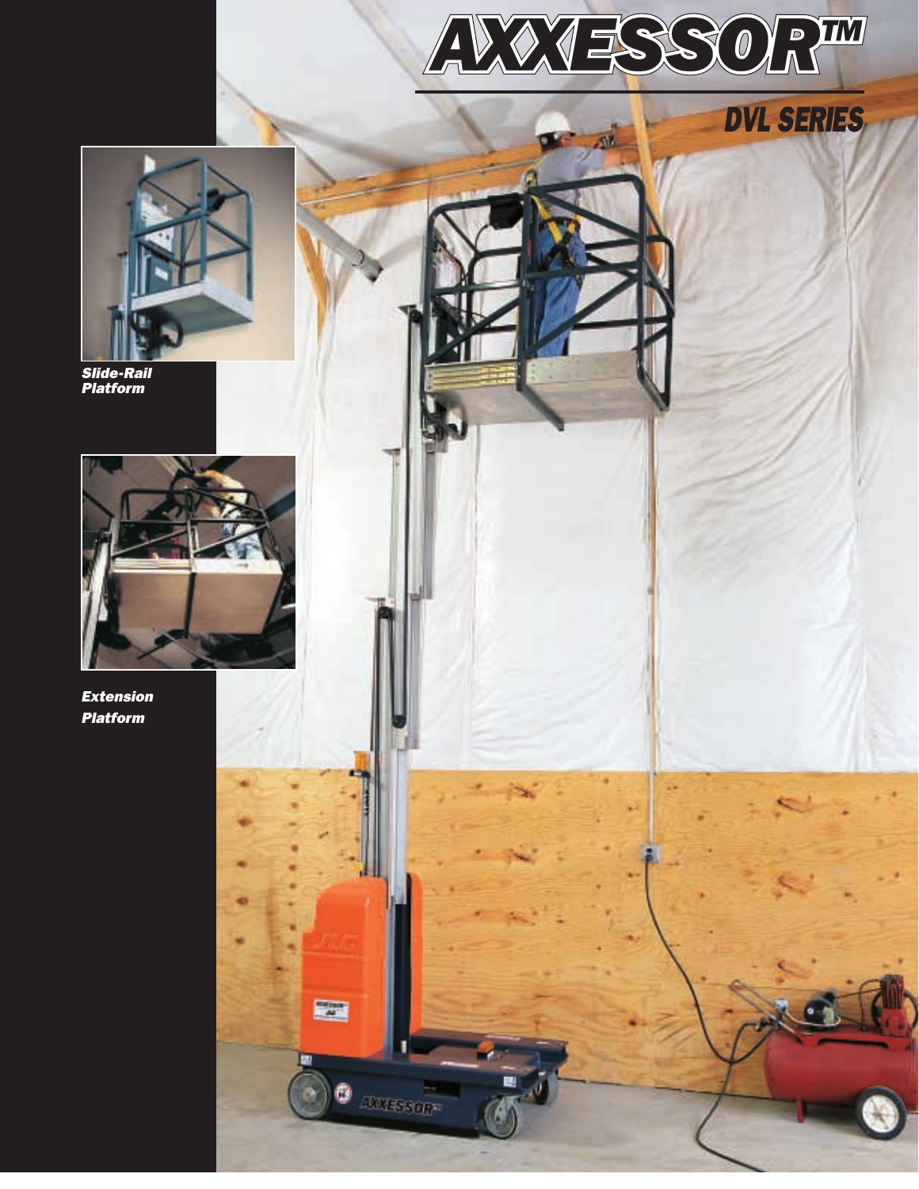# AXXESSOR™

## DVL SERIES

*Slide-Rail Platform*

*Extension Platform*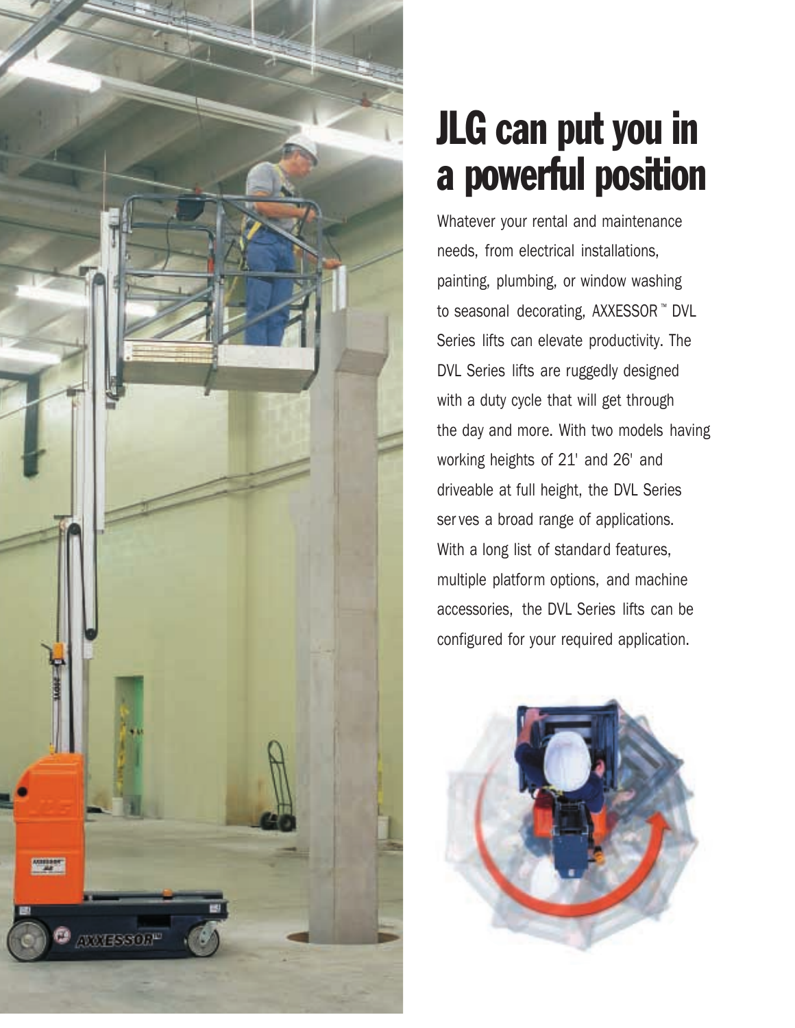# JLG can put you in a powerful position

Whatever your rental and maintenance needs, from electrical installations, painting, plumbing, or window washing to seasonal decorating, AXXESSOR™ DVL Series lifts can elevate productivity. The DVL Series lifts are ruggedly designed with a duty cycle that will get through the day and more. With two models having working heights of 21' and 26' and driveable at full height, the DVL Series serves a broad range of applications. With a long list of standard features, multiple platform options, and machine accessories, the DVL Series lifts can be configured for your required application.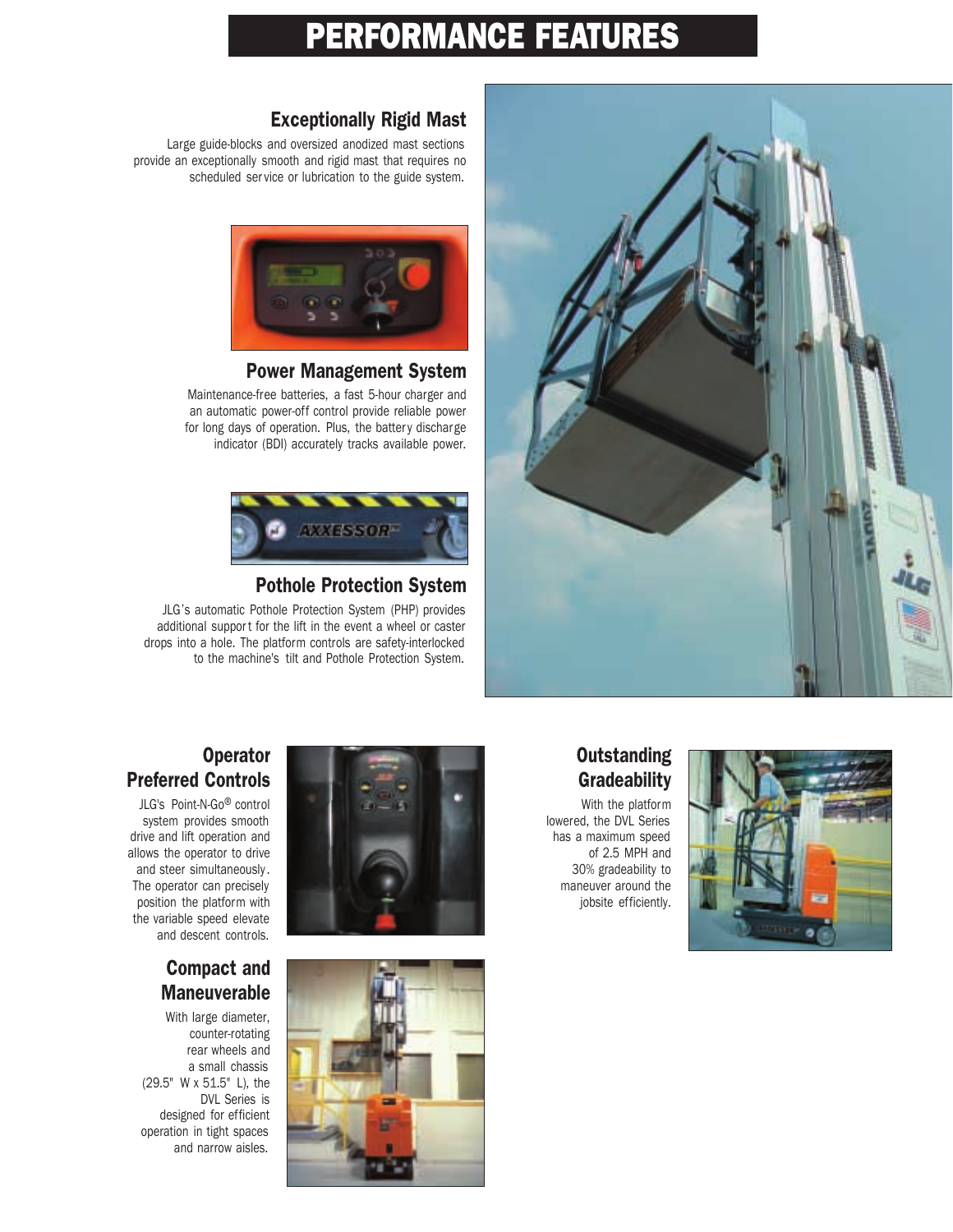# PERFORMANCE FEATURES

## Exceptionally Rigid Mast

Large guide-blocks and oversized anodized mast sections provide an exceptionally smooth and rigid mast that requires no scheduled service or lubrication to the guide system.

## Power Management System

Maintenance-free batteries, a fast 5-hour charger and an automatic power-off control provide reliable power for long days of operation. Plus, the battery discharge indicator (BDI) accurately tracks available power.

## Pothole Protection System

JLG's automatic Pothole Protection System (PHP) provides additional support for the lift in the event a wheel or caster drops into a hole. The platform controls are safety-interlocked to the machine's tilt and Pothole Protection System.

## Operator Preferred Controls

JLG's Point-N-Go® control system provides smooth drive and lift operation and allows the operator to drive and steer simultaneously. The operator can precisely position the platform with the variable speed elevate and descent controls.

## Compact and Maneuverable

With large diameter, counter-rotating rear wheels and a small chassis (29.5" W x 51.5" L), the DVL Series is designed for efficient operation in tight spaces and narrow aisles.

## Outstanding Gradeability

With the platform lowered, the DVL Series has a maximum speed of 2.5 MPH and 30% gradeability to maneuver around the jobsite efficiently.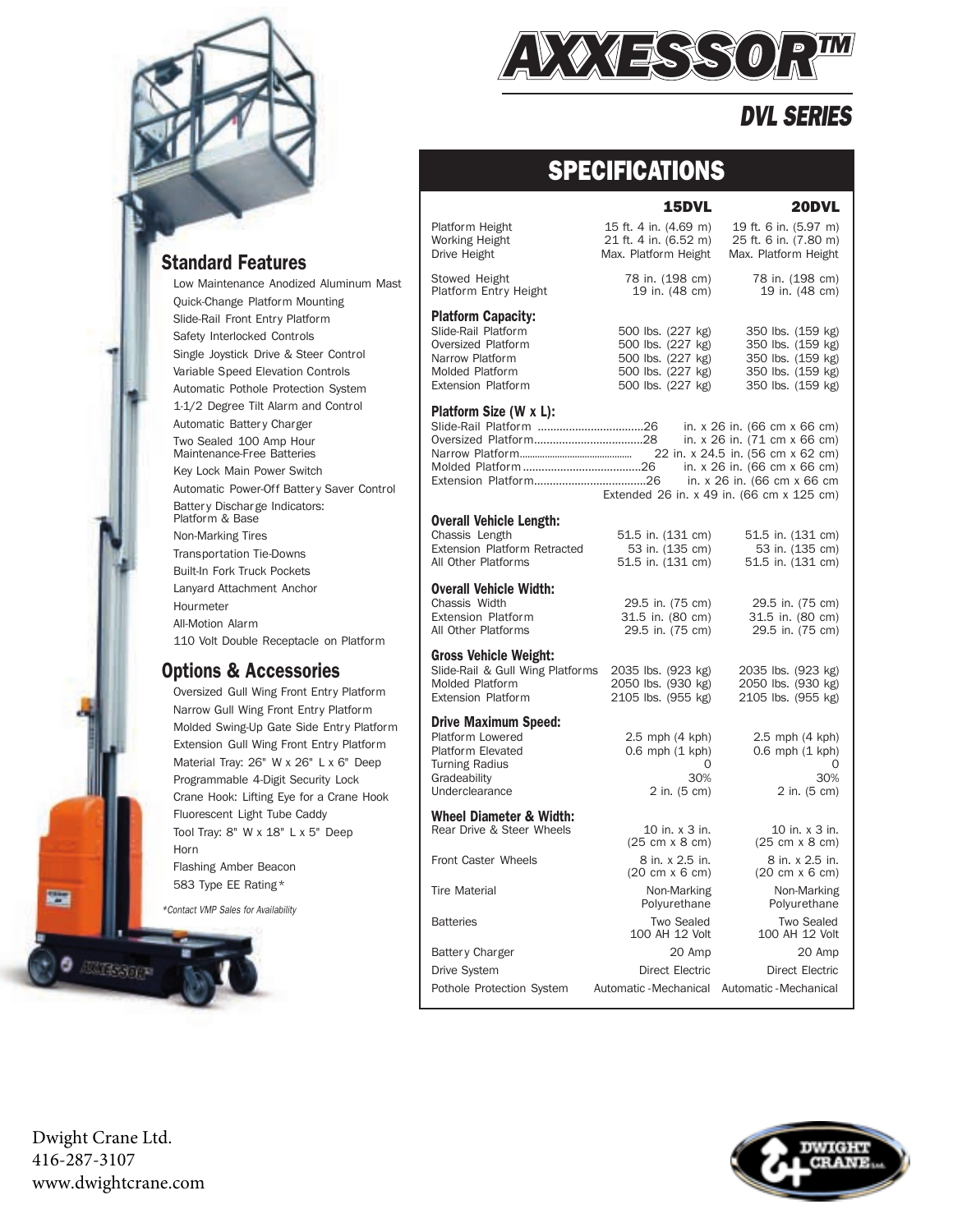# AXXESSOR™

## DVL SERIES

## Standard Features

- Low Maintenance Anodized Aluminum Mast
- Quick-Change Platform Mounting
- Slide-Rail Front Entry Platform
- Safety Interlocked Controls
- Single Joystick Drive & Steer Control
- Variable Speed Elevation Controls
- Automatic Pothole Protection System
- 1-1/2 Degree Tilt Alarm and Control
- Automatic Battery Charger
- Two Sealed 100 Amp Hour Maintenance-Free Batteries
- Key Lock Main Power Switch
- Automatic Power-Off Battery Saver Control
- Battery Discharge Indicators: Platform & Base
- Non-Marking Tires
- Transportation Tie-Downs
- Built-In Fork Truck Pockets
- Lanyard Attachment Anchor
- Hourmeter
- All-Motion Alarm
- 110 Volt Double Receptacle on Platform

## Options & Accessories

- Oversized Gull Wing Front Entry Platform
- Narrow Gull Wing Front Entry Platform
- Molded Swing-Up Gate Side Entry Platform
- Extension Gull Wing Front Entry Platform
- Material Tray: 26" W x 26" L x 6" Deep
- Programmable 4-Digit Security Lock
- Crane Hook: Lifting Eye for a Crane Hook
- Fluorescent Light Tube Caddy
- Tool Tray: 8" W x 18" L x 5" Deep
- Horn
- Flashing Amber Beacon
- 583 Type EE Rating*

*Contact VMP Sales for Availability*

## SPECIFICATIONS

| | 15DVL | 20DVL |
|---|---|---|
| Platform Height | 15 ft. 4 in. (4.69 m) | 19 ft. 6 in. (5.97 m) |
| Working Height | 21 ft. 4 in. (6.52 m) | 25 ft. 6 in. (7.80 m) |
| Drive Height | Max. Platform Height | Max. Platform Height |
| Stowed Height | 78 in. (198 cm) | 78 in. (198 cm) |
| Platform Entry Height | 19 in. (48 cm) | 19 in. (48 cm) |
| **Platform Capacity:** | | |
| Slide-Rail Platform | 500 lbs. (227 kg) | 350 lbs. (159 kg) |
| Oversized Platform | 500 lbs. (227 kg) | 350 lbs. (159 kg) |
| Narrow Platform | 500 lbs. (227 kg) | 350 lbs. (159 kg) |
| Molded Platform | 500 lbs. (227 kg) | 350 lbs. (159 kg) |
| Extension Platform | 500 lbs. (227 kg) | 350 lbs. (159 kg) |

**Platform Size (W x L):**

- Slide-Rail Platform ..................................26 in. x 26 in. (66 cm x 66 cm)
- Oversized Platform...................................28 in. x 26 in. (71 cm x 66 cm)
- Narrow Platform............................................. 22 in. x 24.5 in. (56 cm x 62 cm)
- Molded Platform ......................................26 in. x 26 in. (66 cm x 66 cm)
- Extension Platform....................................26 in. x 26 in. (66 cm x 66 cm
  Extended 26 in. x 49 in. (66 cm x 125 cm)

| | 15DVL | 20DVL |
|---|---|---|
| **Overall Vehicle Length:** | | |
| Chassis Length | 51.5 in. (131 cm) | 51.5 in. (131 cm) |
| Extension Platform Retracted | 53 in. (135 cm) | 53 in. (135 cm) |
| All Other Platforms | 51.5 in. (131 cm) | 51.5 in. (131 cm) |
| **Overall Vehicle Width:** | | |
| Chassis Width | 29.5 in. (75 cm) | 29.5 in. (75 cm) |
| Extension Platform | 31.5 in. (80 cm) | 31.5 in. (80 cm) |
| All Other Platforms | 29.5 in. (75 cm) | 29.5 in. (75 cm) |
| **Gross Vehicle Weight:** | | |
| Slide-Rail & Gull Wing Platforms | 2035 lbs. (923 kg) | 2035 lbs. (923 kg) |
| Molded Platform | 2050 lbs. (930 kg) | 2050 lbs. (930 kg) |
| Extension Platform | 2105 lbs. (955 kg) | 2105 lbs. (955 kg) |
| **Drive Maximum Speed:** | | |
| Platform Lowered | 2.5 mph (4 kph) | 2.5 mph (4 kph) |
| Platform Elevated | 0.6 mph (1 kph) | 0.6 mph (1 kph) |
| Turning Radius | 0 | 0 |
| Gradeability | 30% | 30% |
| Underclearance | 2 in. (5 cm) | 2 in. (5 cm) |
| **Wheel Diameter & Width:** | | |
| Rear Drive & Steer Wheels | 10 in. x 3 in. (25 cm x 8 cm) | 10 in. x 3 in. (25 cm x 8 cm) |
| Front Caster Wheels | 8 in. x 2.5 in. (20 cm x 6 cm) | 8 in. x 2.5 in. (20 cm x 6 cm) |
| Tire Material | Non-Marking Polyurethane | Non-Marking Polyurethane |
| Batteries | Two Sealed 100 AH 12 Volt | Two Sealed 100 AH 12 Volt |
| Battery Charger | 20 Amp | 20 Amp |
| Drive System | Direct Electric | Direct Electric |
| Pothole Protection System | Automatic-Mechanical | Automatic-Mechanical |

Dwight Crane Ltd.
416-287-3107
www.dwightcrane.com